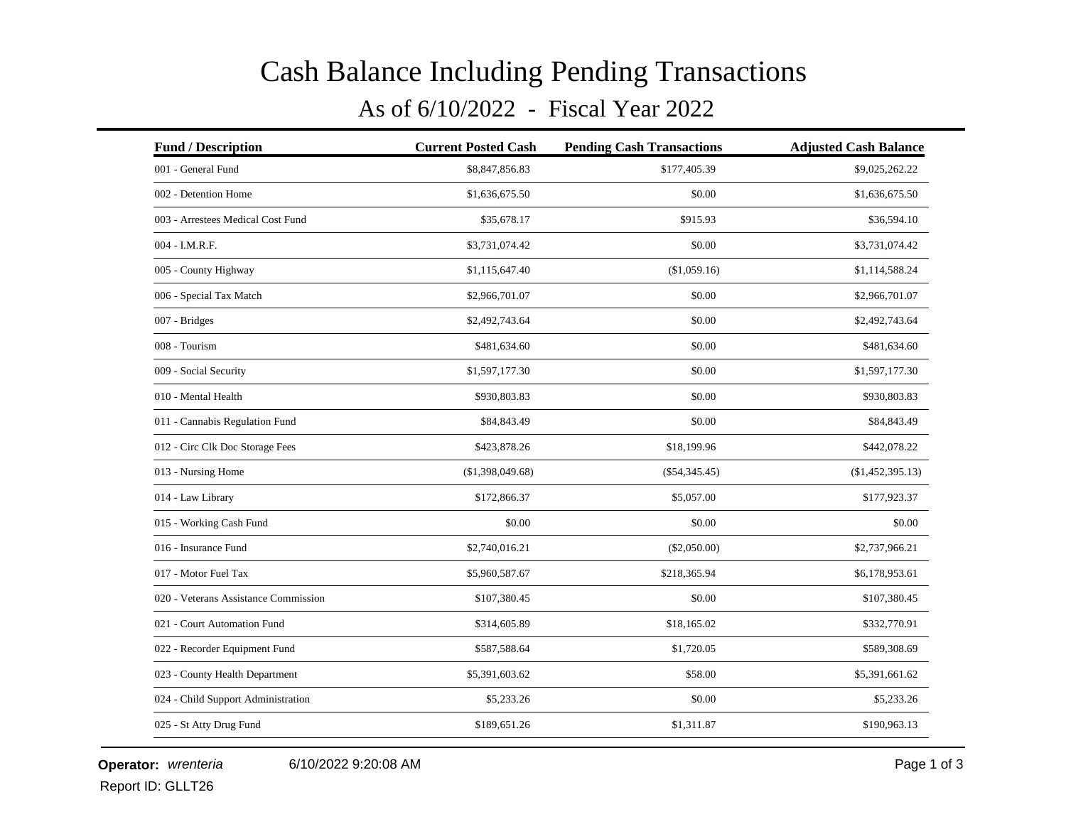# Cash Balance Including Pending Transactions

## As of 6/10/2022 - Fiscal Year 2022

| Fund / Description | Current Posted Cash | Pending Cash Transactions | Adjusted Cash Balance |
|---|---|---|---|
| 001 - General Fund | $8,847,856.83 | $177,405.39 | $9,025,262.22 |
| 002 - Detention Home | $1,636,675.50 | $0.00 | $1,636,675.50 |
| 003 - Arrestees Medical Cost Fund | $35,678.17 | $915.93 | $36,594.10 |
| 004 - I.M.R.F. | $3,731,074.42 | $0.00 | $3,731,074.42 |
| 005 - County Highway | $1,115,647.40 | ($1,059.16) | $1,114,588.24 |
| 006 - Special Tax Match | $2,966,701.07 | $0.00 | $2,966,701.07 |
| 007 - Bridges | $2,492,743.64 | $0.00 | $2,492,743.64 |
| 008 - Tourism | $481,634.60 | $0.00 | $481,634.60 |
| 009 - Social Security | $1,597,177.30 | $0.00 | $1,597,177.30 |
| 010 - Mental Health | $930,803.83 | $0.00 | $930,803.83 |
| 011 - Cannabis Regulation Fund | $84,843.49 | $0.00 | $84,843.49 |
| 012 - Circ Clk Doc Storage Fees | $423,878.26 | $18,199.96 | $442,078.22 |
| 013 - Nursing Home | ($1,398,049.68) | ($54,345.45) | ($1,452,395.13) |
| 014 - Law Library | $172,866.37 | $5,057.00 | $177,923.37 |
| 015 - Working Cash Fund | $0.00 | $0.00 | $0.00 |
| 016 - Insurance Fund | $2,740,016.21 | ($2,050.00) | $2,737,966.21 |
| 017 - Motor Fuel Tax | $5,960,587.67 | $218,365.94 | $6,178,953.61 |
| 020 - Veterans Assistance Commission | $107,380.45 | $0.00 | $107,380.45 |
| 021 - Court Automation Fund | $314,605.89 | $18,165.02 | $332,770.91 |
| 022 - Recorder Equipment Fund | $587,588.64 | $1,720.05 | $589,308.69 |
| 023 - County Health Department | $5,391,603.62 | $58.00 | $5,391,661.62 |
| 024 - Child Support Administration | $5,233.26 | $0.00 | $5,233.26 |
| 025 - St Atty Drug Fund | $189,651.26 | $1,311.87 | $190,963.13 |

**Operator:** *wrenteria* 6/10/2022 9:20:08 AM

Report ID: GLLT26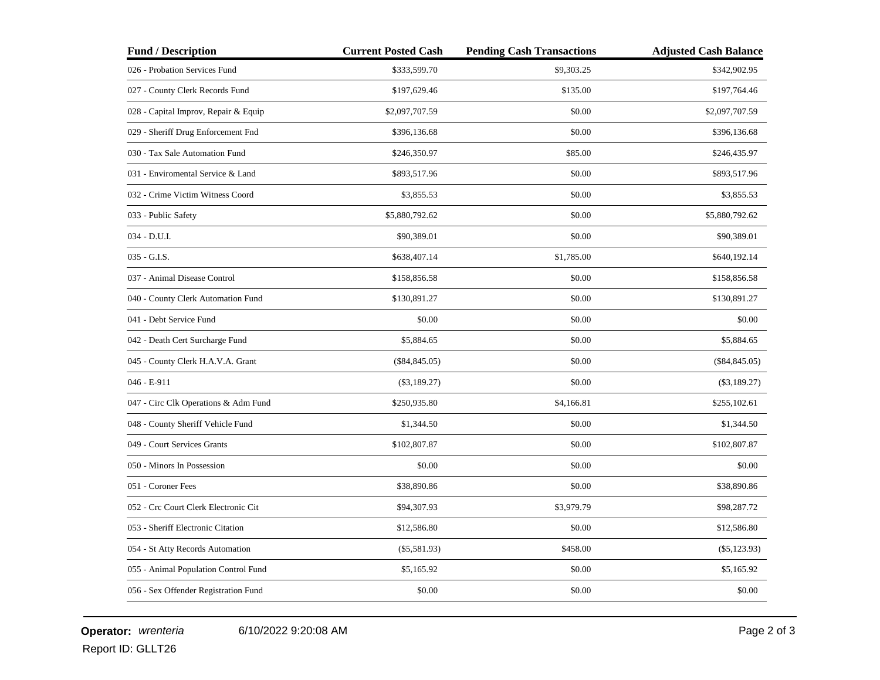| Fund / Description | Current Posted Cash | Pending Cash Transactions | Adjusted Cash Balance |
|---|---|---|---|
| 026 - Probation Services Fund | $333,599.70 | $9,303.25 | $342,902.95 |
| 027 - County Clerk Records Fund | $197,629.46 | $135.00 | $197,764.46 |
| 028 - Capital Improv, Repair & Equip | $2,097,707.59 | $0.00 | $2,097,707.59 |
| 029 - Sheriff Drug Enforcement Fnd | $396,136.68 | $0.00 | $396,136.68 |
| 030 - Tax Sale Automation Fund | $246,350.97 | $85.00 | $246,435.97 |
| 031 - Enviromental Service & Land | $893,517.96 | $0.00 | $893,517.96 |
| 032 - Crime Victim Witness Coord | $3,855.53 | $0.00 | $3,855.53 |
| 033 - Public Safety | $5,880,792.62 | $0.00 | $5,880,792.62 |
| 034 - D.U.I. | $90,389.01 | $0.00 | $90,389.01 |
| 035 - G.I.S. | $638,407.14 | $1,785.00 | $640,192.14 |
| 037 - Animal Disease Control | $158,856.58 | $0.00 | $158,856.58 |
| 040 - County Clerk Automation Fund | $130,891.27 | $0.00 | $130,891.27 |
| 041 - Debt Service Fund | $0.00 | $0.00 | $0.00 |
| 042 - Death Cert Surcharge Fund | $5,884.65 | $0.00 | $5,884.65 |
| 045 - County Clerk H.A.V.A. Grant | ($84,845.05) | $0.00 | ($84,845.05) |
| 046 - E-911 | ($3,189.27) | $0.00 | ($3,189.27) |
| 047 - Circ Clk Operations & Adm Fund | $250,935.80 | $4,166.81 | $255,102.61 |
| 048 - County Sheriff Vehicle Fund | $1,344.50 | $0.00 | $1,344.50 |
| 049 - Court Services Grants | $102,807.87 | $0.00 | $102,807.87 |
| 050 - Minors In Possession | $0.00 | $0.00 | $0.00 |
| 051 - Coroner Fees | $38,890.86 | $0.00 | $38,890.86 |
| 052 - Crc Court Clerk Electronic Cit | $94,307.93 | $3,979.79 | $98,287.72 |
| 053 - Sheriff Electronic Citation | $12,586.80 | $0.00 | $12,586.80 |
| 054 - St Atty Records Automation | ($5,581.93) | $458.00 | ($5,123.93) |
| 055 - Animal Population Control Fund | $5,165.92 | $0.00 | $5,165.92 |
| 056 - Sex Offender Registration Fund | $0.00 | $0.00 | $0.00 |

**Operator:** *wrenteria* 6/10/2022 9:20:08 AM

Report ID: GLLT26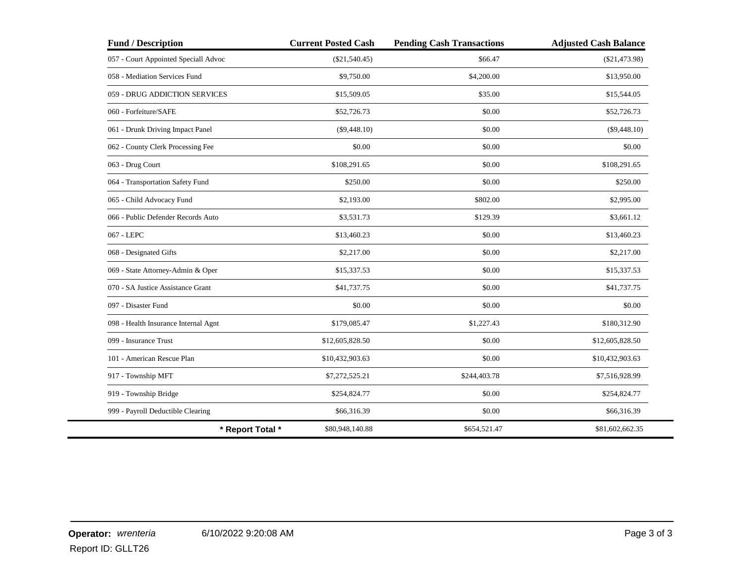| Fund / Description | Current Posted Cash | Pending Cash Transactions | Adjusted Cash Balance |
|---|---|---|---|
| 057 - Court Appointed Speciall Advoc | ($21,540.45) | $66.47 | ($21,473.98) |
| 058 - Mediation Services Fund | $9,750.00 | $4,200.00 | $13,950.00 |
| 059 - DRUG ADDICTION SERVICES | $15,509.05 | $35.00 | $15,544.05 |
| 060 - Forfeiture/SAFE | $52,726.73 | $0.00 | $52,726.73 |
| 061 - Drunk Driving Impact Panel | ($9,448.10) | $0.00 | ($9,448.10) |
| 062 - County Clerk Processing Fee | $0.00 | $0.00 | $0.00 |
| 063 - Drug Court | $108,291.65 | $0.00 | $108,291.65 |
| 064 - Transportation Safety Fund | $250.00 | $0.00 | $250.00 |
| 065 - Child Advocacy Fund | $2,193.00 | $802.00 | $2,995.00 |
| 066 - Public Defender Records Auto | $3,531.73 | $129.39 | $3,661.12 |
| 067 - LEPC | $13,460.23 | $0.00 | $13,460.23 |
| 068 - Designated Gifts | $2,217.00 | $0.00 | $2,217.00 |
| 069 - State Attorney-Admin & Oper | $15,337.53 | $0.00 | $15,337.53 |
| 070 - SA Justice Assistance Grant | $41,737.75 | $0.00 | $41,737.75 |
| 097 - Disaster Fund | $0.00 | $0.00 | $0.00 |
| 098 - Health Insurance Internal Agnt | $179,085.47 | $1,227.43 | $180,312.90 |
| 099 - Insurance Trust | $12,605,828.50 | $0.00 | $12,605,828.50 |
| 101 - American Rescue Plan | $10,432,903.63 | $0.00 | $10,432,903.63 |
| 917 - Township MFT | $7,272,525.21 | $244,403.78 | $7,516,928.99 |
| 919 - Township Bridge | $254,824.77 | $0.00 | $254,824.77 |
| 999 - Payroll Deductible Clearing | $66,316.39 | $0.00 | $66,316.39 |
| **\* Report Total \*** | $80,948,140.88 | $654,521.47 | $81,602,662.35 |

**Operator:** *wrenteria* 6/10/2022 9:20:08 AM

Report ID: GLLT26